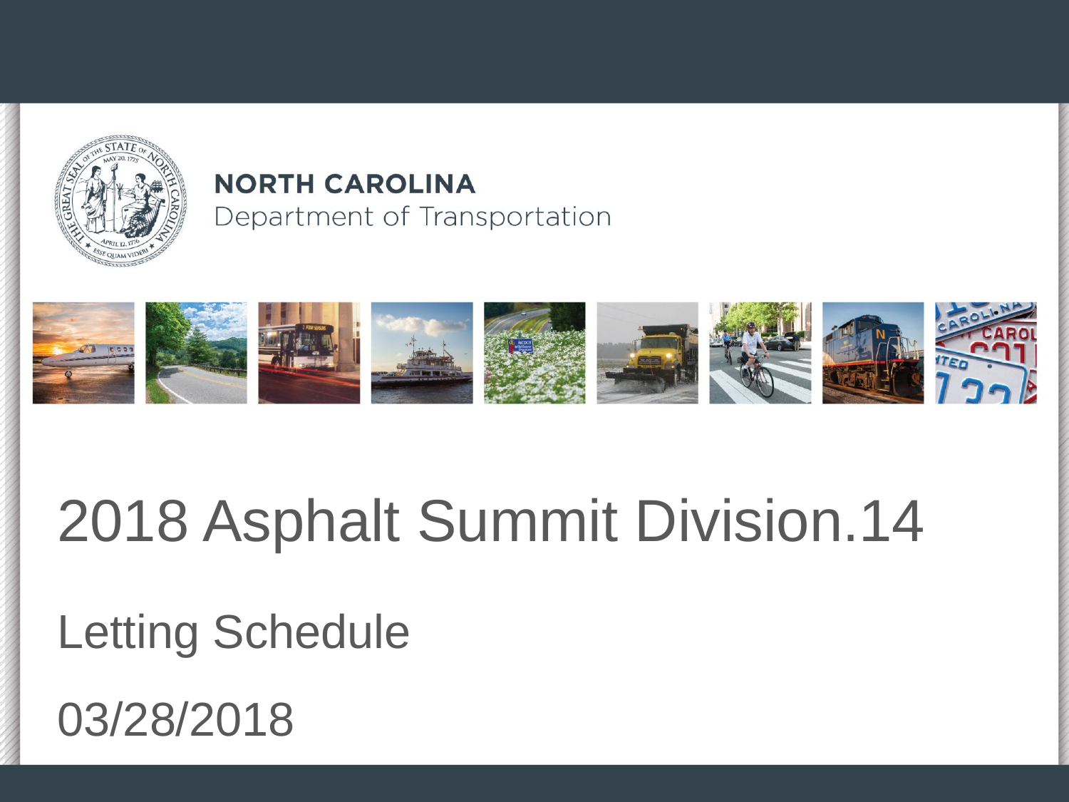**NORTH CAROLINA**
Department of Transportation

# 2018 Asphalt Summit Division.14

## Letting Schedule

## 03/28/2018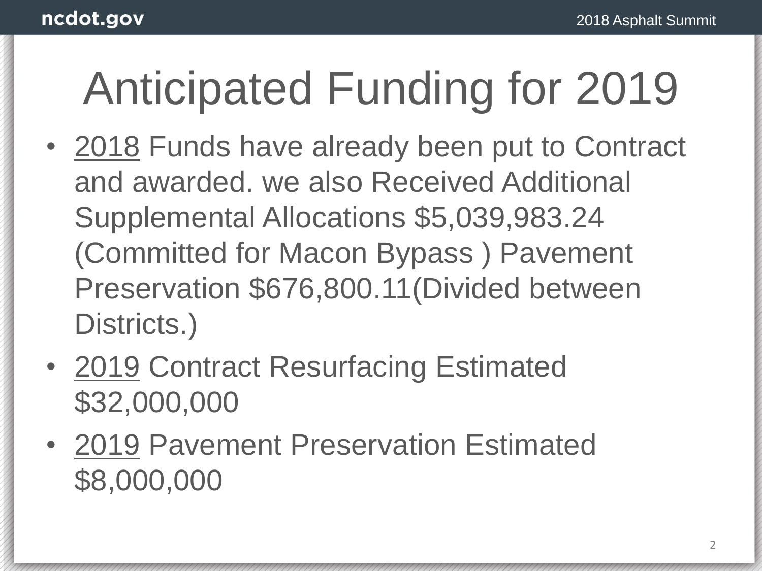# Anticipated Funding for 2019

- 2018 Funds have already been put to Contract and awarded. we also Received Additional Supplemental Allocations $5,039,983.24 (Committed for Macon Bypass ) Pavement Preservation $676,800.11(Divided between Districts.)
- 2019 Contract Resurfacing Estimated $32,000,000
- 2019 Pavement Preservation Estimated $8,000,000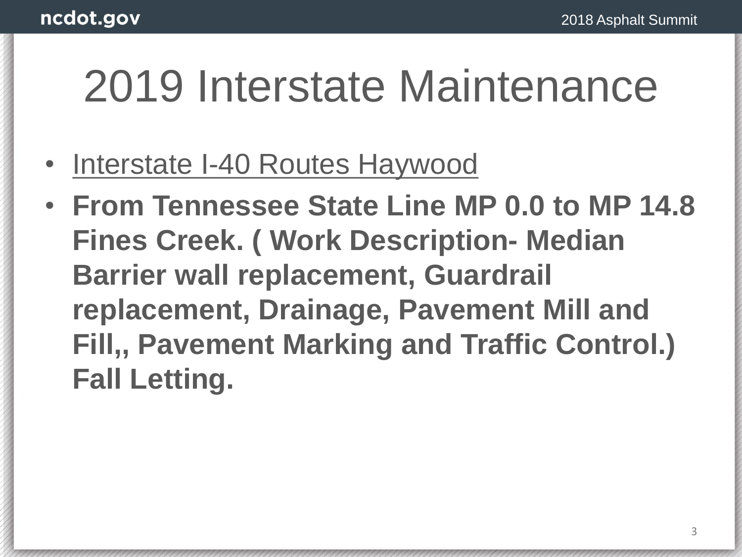# 2019 Interstate Maintenance

- Interstate I-40 Routes Haywood
- **From Tennessee State Line MP 0.0 to MP 14.8 Fines Creek. ( Work Description- Median Barrier wall replacement, Guardrail replacement, Drainage, Pavement Mill and Fill,, Pavement Marking and Traffic Control.) Fall Letting.**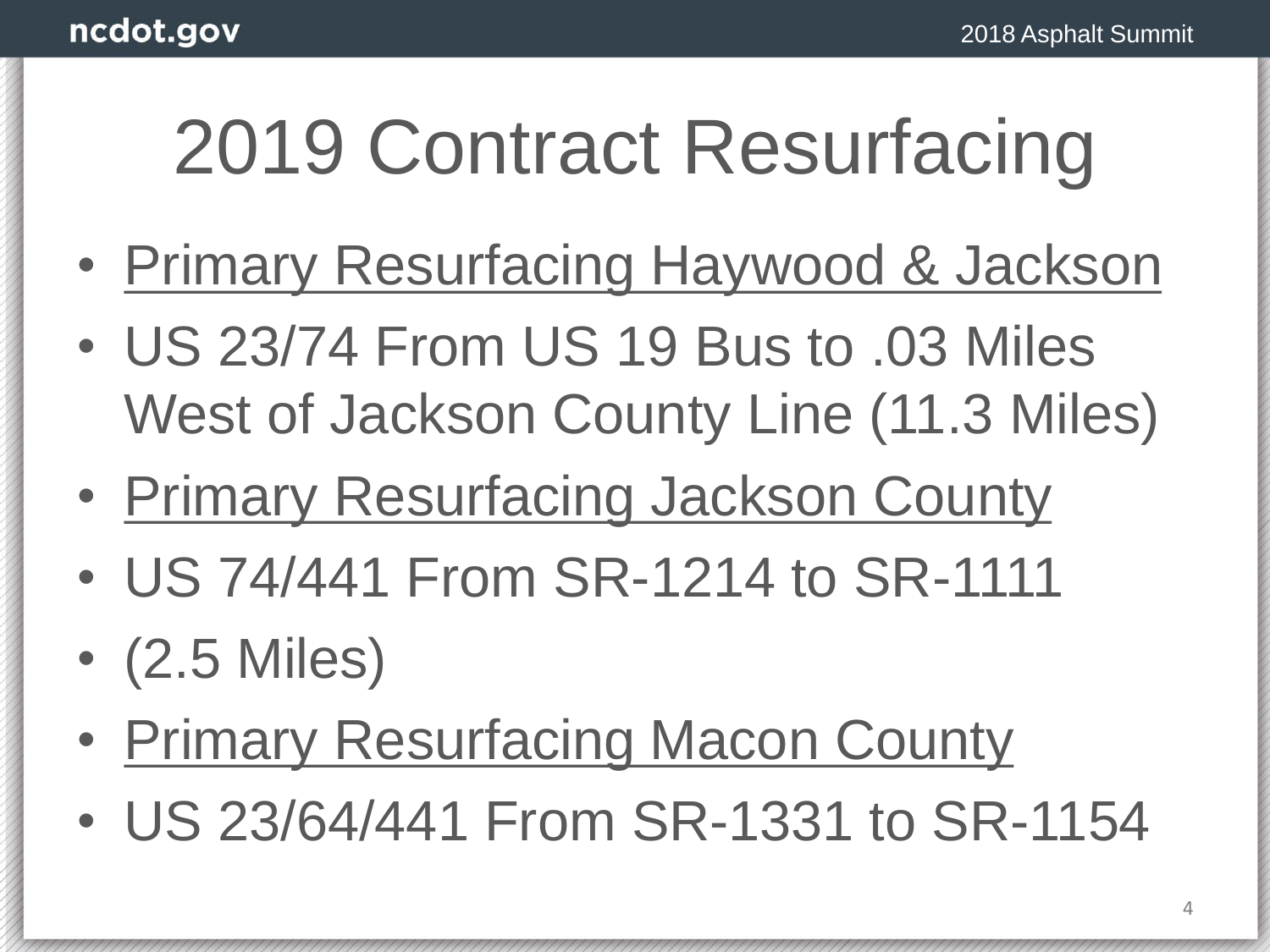# 2019 Contract Resurfacing

- Primary Resurfacing Haywood & Jackson
- US 23/74 From US 19 Bus to .03 Miles West of Jackson County Line (11.3 Miles)
- Primary Resurfacing Jackson County
- US 74/441 From SR-1214 to SR-1111
- (2.5 Miles)
- Primary Resurfacing Macon County
- US 23/64/441 From SR-1331 to SR-1154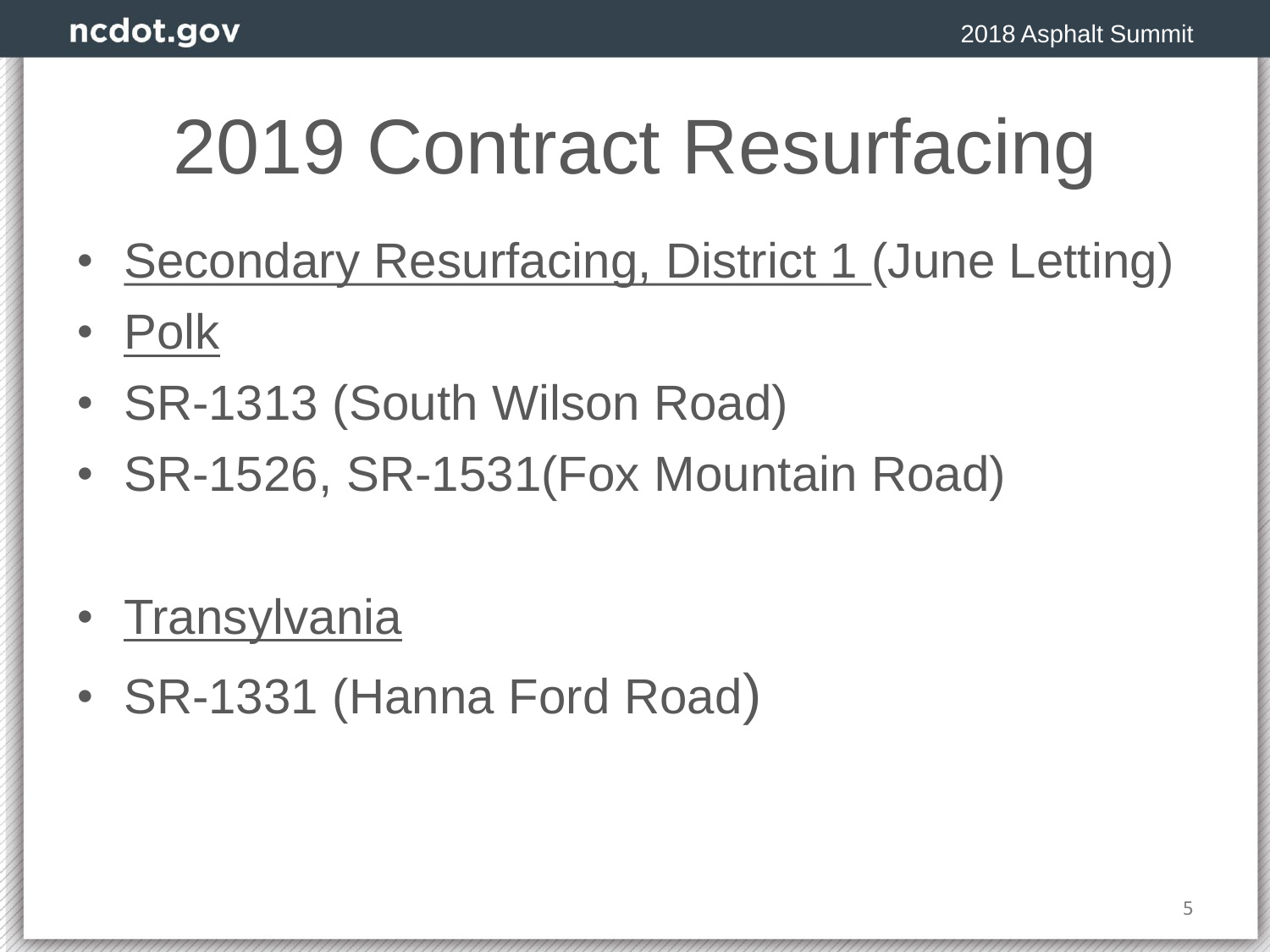# 2019 Contract Resurfacing

- <u>Secondary Resurfacing, District 1</u> (June Letting)
- <u>Polk</u>
- SR-1313 (South Wilson Road)
- SR-1526, SR-1531(Fox Mountain Road)

- <u>Transylvania</u>
- SR-1331 (Hanna Ford Road)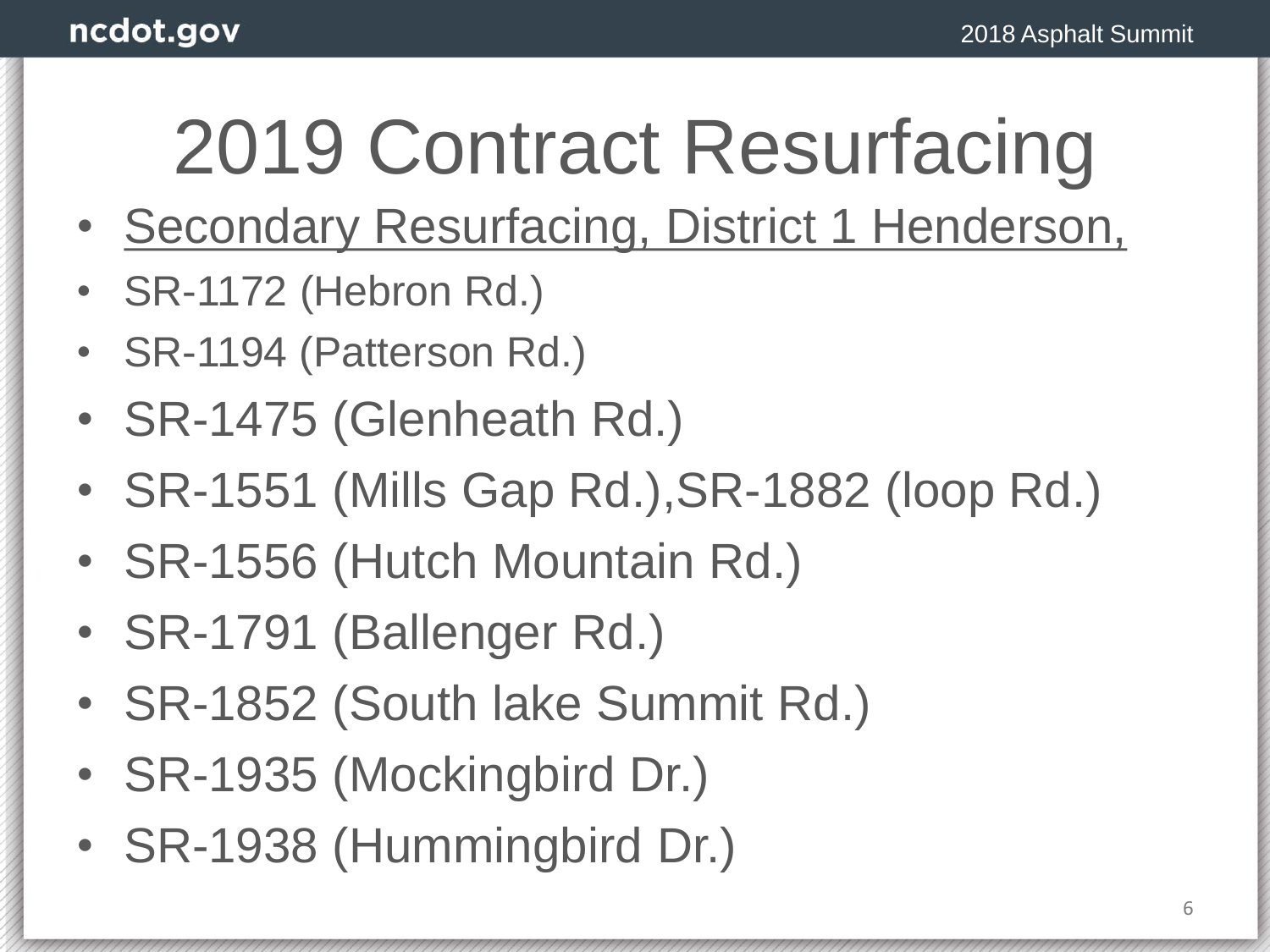# 2019 Contract Resurfacing

- Secondary Resurfacing, District 1 Henderson,
- SR-1172 (Hebron Rd.)
- SR-1194 (Patterson Rd.)
- SR-1475 (Glenheath Rd.)
- SR-1551 (Mills Gap Rd.),SR-1882 (loop Rd.)
- SR-1556 (Hutch Mountain Rd.)
- SR-1791 (Ballenger Rd.)
- SR-1852 (South lake Summit Rd.)
- SR-1935 (Mockingbird Dr.)
- SR-1938 (Hummingbird Dr.)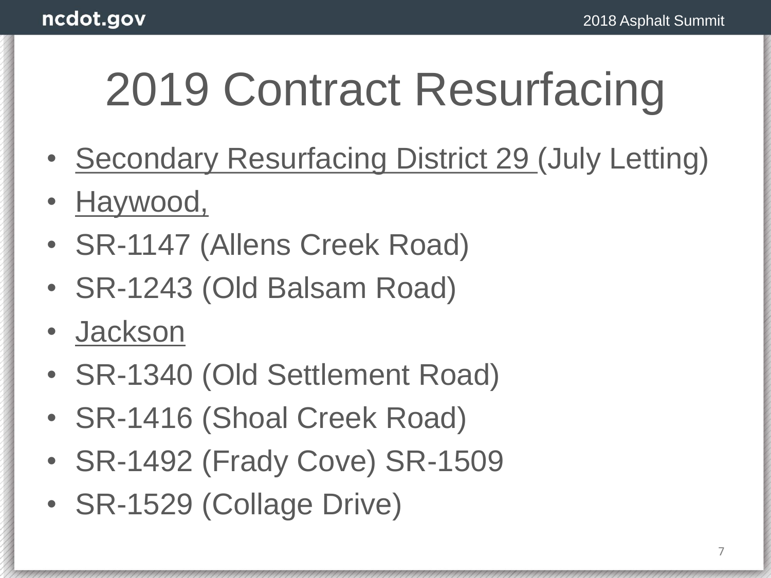# 2019 Contract Resurfacing

- Secondary Resurfacing District 29 (July Letting)
- Haywood,
- SR-1147 (Allens Creek Road)
- SR-1243 (Old Balsam Road)
- Jackson
- SR-1340 (Old Settlement Road)
- SR-1416 (Shoal Creek Road)
- SR-1492 (Frady Cove) SR-1509
- SR-1529 (Collage Drive)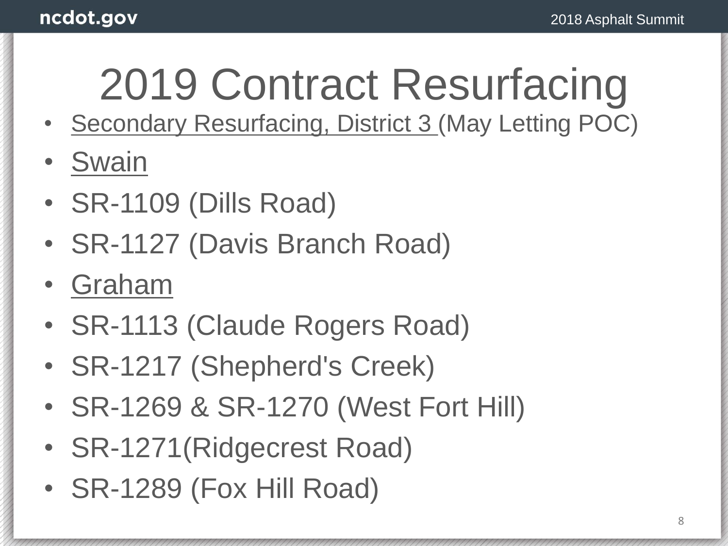# 2019 Contract Resurfacing

- Secondary Resurfacing, District 3 (May Letting POC)
- Swain
- SR-1109 (Dills Road)
- SR-1127 (Davis Branch Road)
- Graham
- SR-1113 (Claude Rogers Road)
- SR-1217 (Shepherd's Creek)
- SR-1269 & SR-1270 (West Fort Hill)
- SR-1271(Ridgecrest Road)
- SR-1289 (Fox Hill Road)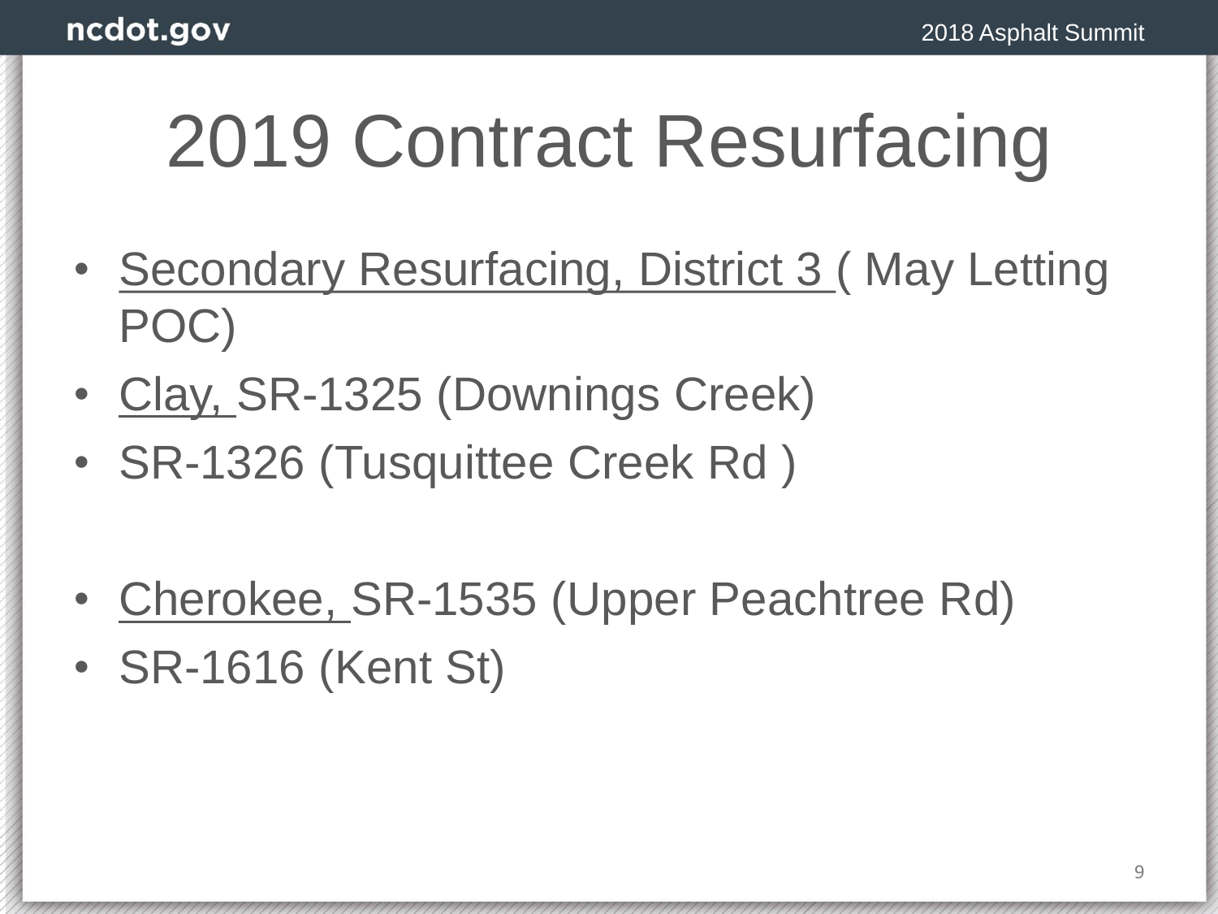# 2019 Contract Resurfacing

- Secondary Resurfacing, District 3 ( May Letting POC)
- Clay, SR-1325 (Downings Creek)
- SR-1326 (Tusquittee Creek Rd )

- Cherokee, SR-1535 (Upper Peachtree Rd)
- SR-1616 (Kent St)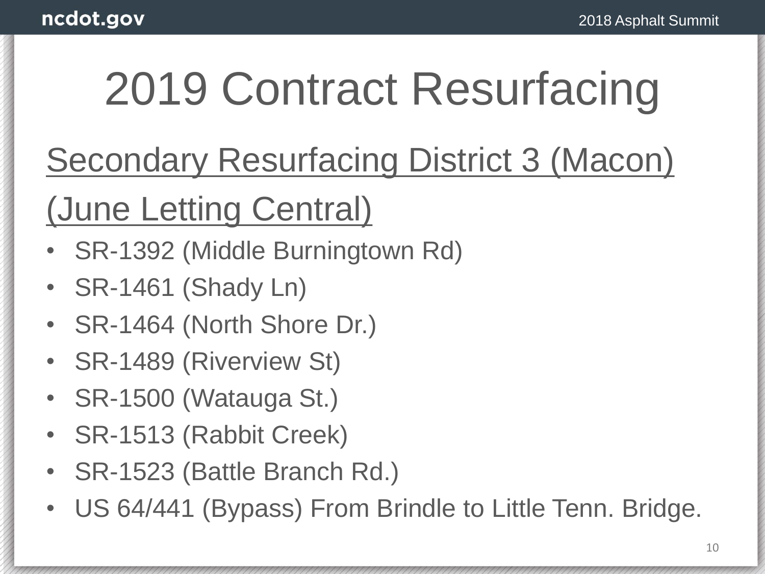# 2019 Contract Resurfacing

Secondary Resurfacing District 3 (Macon) (June Letting Central)

- SR-1392 (Middle Burningtown Rd)
- SR-1461 (Shady Ln)
- SR-1464 (North Shore Dr.)
- SR-1489 (Riverview St)
- SR-1500 (Watauga St.)
- SR-1513 (Rabbit Creek)
- SR-1523 (Battle Branch Rd.)
- US 64/441 (Bypass) From Brindle to Little Tenn. Bridge.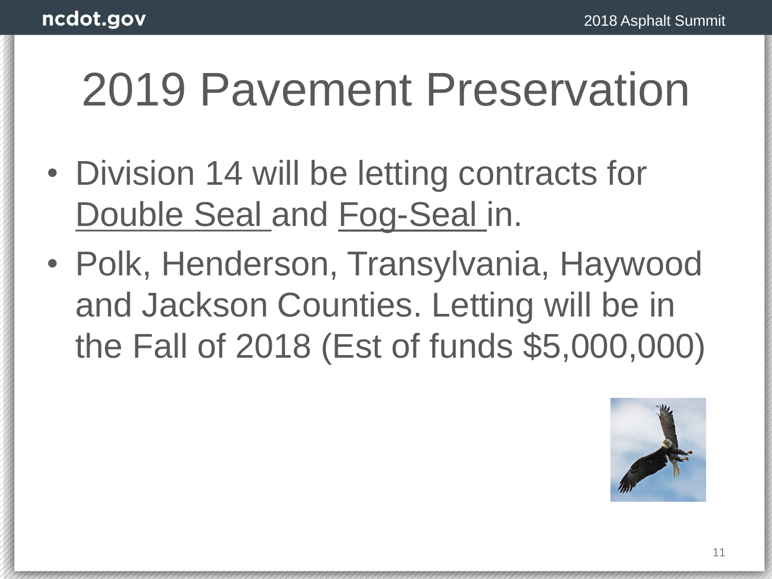# 2019 Pavement Preservation

- Division 14 will be letting contracts for Double Seal and Fog-Seal in.
- Polk, Henderson, Transylvania, Haywood and Jackson Counties. Letting will be in the Fall of 2018 (Est of funds $5,000,000)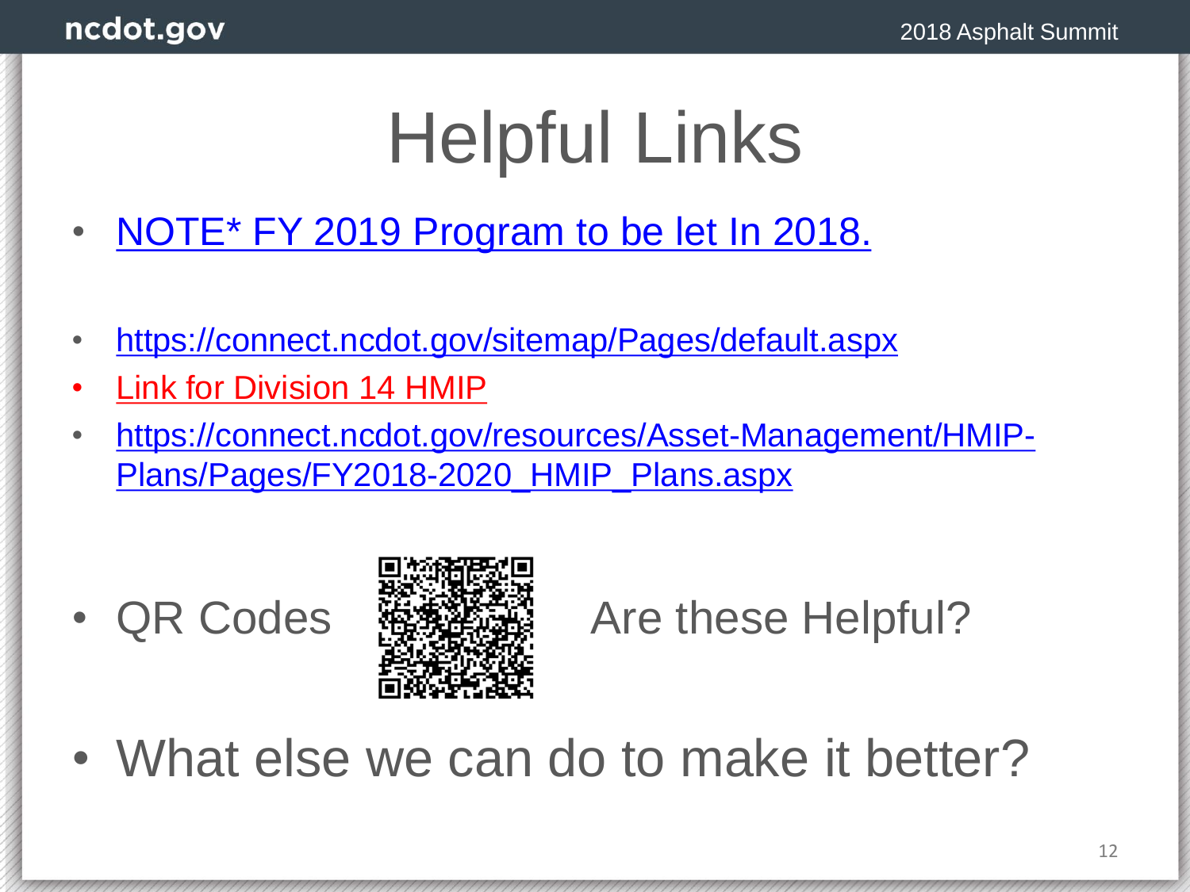# Helpful Links

- NOTE* FY 2019 Program to be let In 2018.

- https://connect.ncdot.gov/sitemap/Pages/default.aspx
- Link for Division 14 HMIP
- https://connect.ncdot.gov/resources/Asset-Management/HMIP-Plans/Pages/FY2018-2020_HMIP_Plans.aspx

- QR Codes Are these Helpful?

- What else we can do to make it better?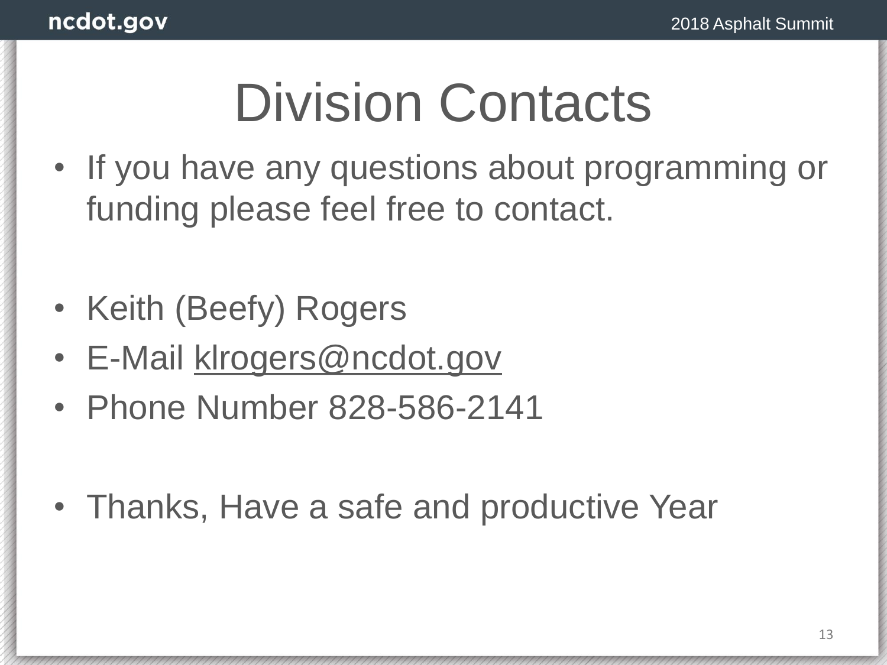# Division Contacts

- If you have any questions about programming or funding please feel free to contact.

- Keith (Beefy) Rogers
- E-Mail klrogers@ncdot.gov
- Phone Number 828-586-2141

- Thanks, Have a safe and productive Year